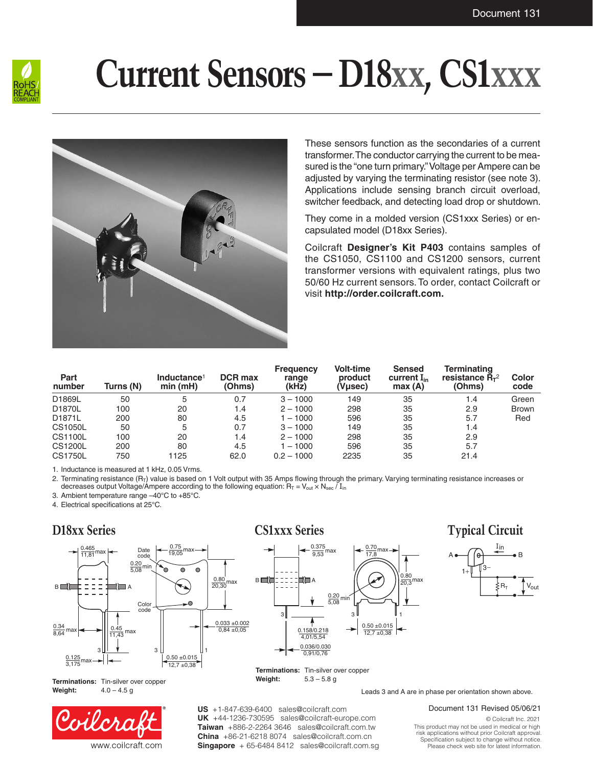# Current Sensors – D18xx, CS1xxx

These sensors function as the secondaries of a current transformer. The conductor carrying the current to be measured is the "one turn primary." Voltage per Ampere can be adjusted by varying the terminating resistor (see note 3). Applications include sensing branch circuit overload, switcher feedback, and detecting load drop or shutdown.

They come in a molded version (CS1xxx Series) or encapsulated model (D18xx Series).

Coilcraft **Designer's Kit P403** contains samples of the CS1050, CS1100 and CS1200 sensors, current transformer versions with equivalent ratings, plus two 50/60 Hz current sensors. To order, contact Coilcraft or visit **http://order.coilcraft.com.**

| Part number | Turns (N) | Inductance[1] min (mH) | DCR max (Ohms) | Frequency range (kHz) | Volt-time product (Vµsec) | Sensed current $I_{in}$ max (A) | Terminating resistance $R_T$[2] (Ohms) | Color code |
|---|---|---|---|---|---|---|---|---|
| D1869L | 50 | 5 | 0.7 | 3 – 1000 | 149 | 35 | 1.4 | Green |
| D1870L | 100 | 20 | 1.4 | 2 – 1000 | 298 | 35 | 2.9 | Brown |
| D1871L | 200 | 80 | 4.5 | 1 – 1000 | 596 | 35 | 5.7 | Red |
| CS1050L | 50 | 5 | 0.7 | 3 – 1000 | 149 | 35 | 1.4 | |
| CS1100L | 100 | 20 | 1.4 | 2 – 1000 | 298 | 35 | 2.9 | |
| CS1200L | 200 | 80 | 4.5 | 1 – 1000 | 596 | 35 | 5.7 | |
| CS1750L | 750 | 1125 | 62.0 | 0.2 – 1000 | 2235 | 35 | 21.4 | |

1. Inductance is measured at 1 kHz, 0.05 Vrms.
2. Terminating resistance ($R_T$) value is based on 1 Volt output with 35 Amps flowing through the primary. Varying terminating resistance increases or decreases output Voltage/Ampere according to the following equation: $R_T = V_{out} \times N_{sec} / I_{in}$
3. Ambient temperature range –40°C to +85°C.
4. Electrical specifications at 25°C.

## D18xx Series

0.465 / 11,81 max; 0.75 / 19,05 max; Date code; 0.20 / 5,08 min; 0.80 / 20,30 max; Color code; 0.033 ±0.002 / 0,84 ±0,05; 0.34 / 8,64 max; 0.45 / 11,43 max; 0.125 / 3,175 max; 0.50 ±0.015 / 12,7 ±0,38; B; A; 3; 3; 1

**Terminations:** Tin-silver over copper
**Weight:** 4.0 – 4.5 g

## CS1xxx Series

0.375 / 9,53 max; 0.70 / 17,8 max; 0.80 / 20,3 max; 0.20 / 5,08 min; 0.158/0.218 / 4,01/5,54; 0.036/0.030 / 0,91/0,76; 0.50 ±0.015 / 12,7 ±0,38; B; A; 3; 3; 1

**Terminations:** Tin-silver over copper
**Weight:** 5.3 – 5.8 g

## Typical Circuit

A; B; $I_{in}$; 1+; 3–; $R_T$; $V_{out}$

Leads 3 and A are in phase per orientation shown above.

**US** +1-847-639-6400 sales@coilcraft.com
**UK** +44-1236-730595 sales@coilcraft-europe.com
**Taiwan** +886-2-2264 3646 sales@coilcraft.com.tw
**China** +86-21-6218 8074 sales@coilcraft.com.cn
**Singapore** + 65-6484 8412 sales@coilcraft.com.sg

www.coilcraft.com

Document 131 Revised 05/06/21

© Coilcraft Inc. 2021
This product may not be used in medical or high risk applications without prior Coilcraft approval. Specification subject to change without notice. Please check web site for latest information.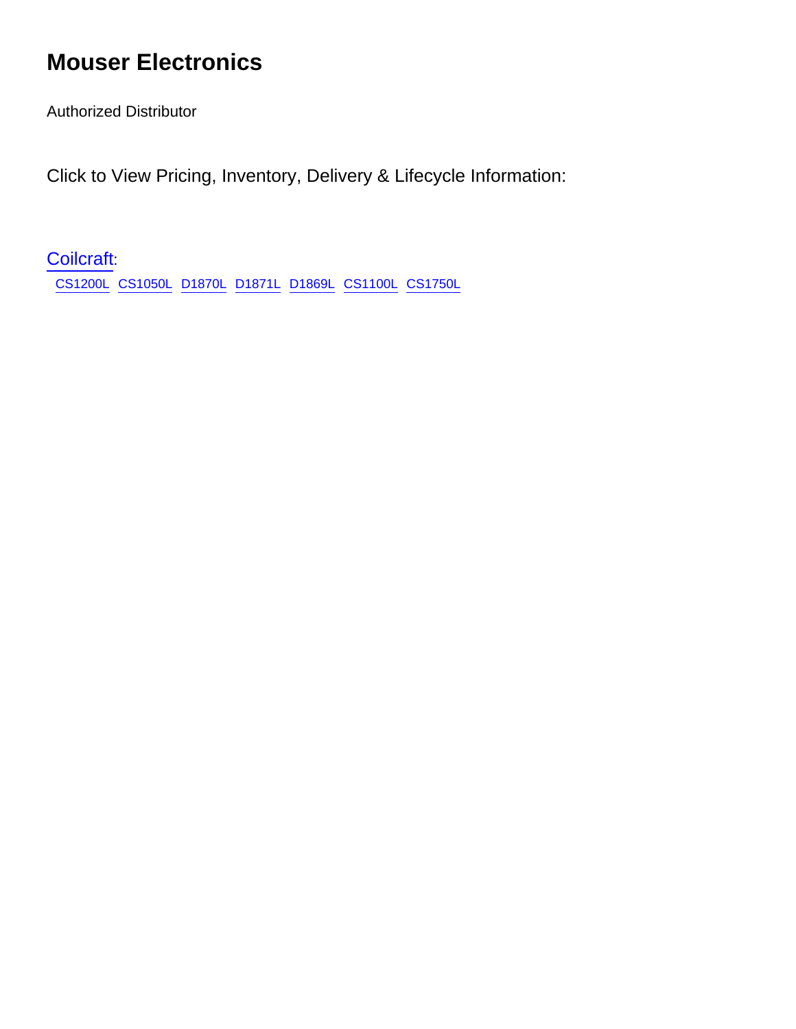# Mouser Electronics

Authorized Distributor

Click to View Pricing, Inventory, Delivery & Lifecycle Information:

Coilcraft:

CS1200L CS1050L D1870L D1871L D1869L CS1100L CS1750L